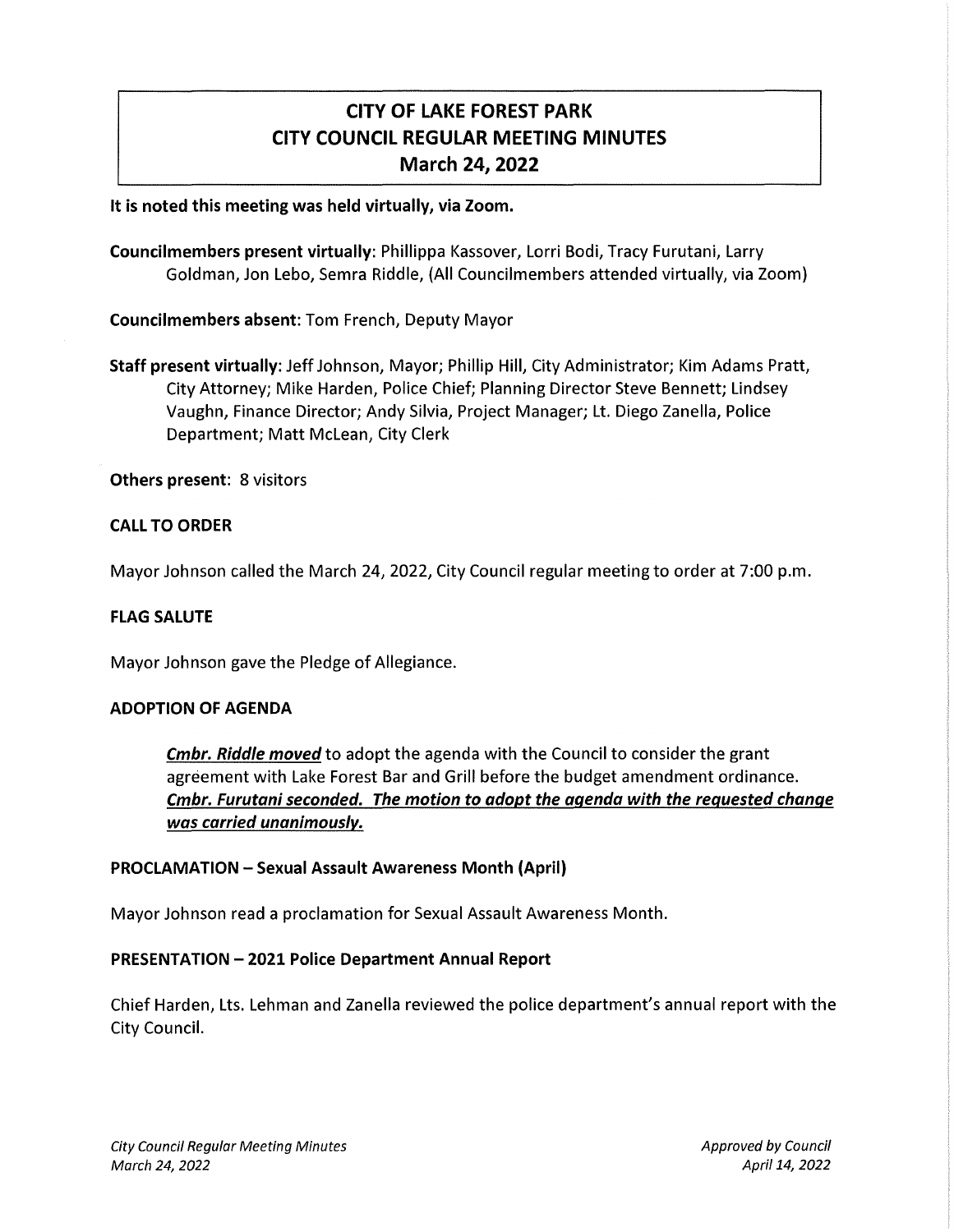# CITY OF LAKE FOREST PARK
# CITY COUNCIL REGULAR MEETING MINUTES
# March 24, 2022

**It is noted this meeting was held virtually, via Zoom.**

**Councilmembers present virtually**: Phillippa Kassover, Lorri Bodi, Tracy Furutani, Larry Goldman, Jon Lebo, Semra Riddle, (All Councilmembers attended virtually, via Zoom)

**Councilmembers absent:** Tom French, Deputy Mayor

**Staff present virtually**: Jeff Johnson, Mayor; Phillip Hill, City Administrator; Kim Adams Pratt, City Attorney; Mike Harden, Police Chief; Planning Director Steve Bennett; Lindsey Vaughn, Finance Director; Andy Silvia, Project Manager; Lt. Diego Zanella, Police Department; Matt McLean, City Clerk

**Others present:** 8 visitors

**CALL TO ORDER**

Mayor Johnson called the March 24, 2022, City Council regular meeting to order at 7:00 p.m.

**FLAG SALUTE**

Mayor Johnson gave the Pledge of Allegiance.

**ADOPTION OF AGENDA**

> ***Cmbr. Riddle moved*** to adopt the agenda with the Council to consider the grant agreement with Lake Forest Bar and Grill before the budget amendment ordinance. ***Cmbr. Furutani seconded. The motion to adopt the agenda with the requested change was carried unanimously.***

**PROCLAMATION – Sexual Assault Awareness Month (April)**

Mayor Johnson read a proclamation for Sexual Assault Awareness Month.

**PRESENTATION – 2021 Police Department Annual Report**

Chief Harden, Lts. Lehman and Zanella reviewed the police department's annual report with the City Council.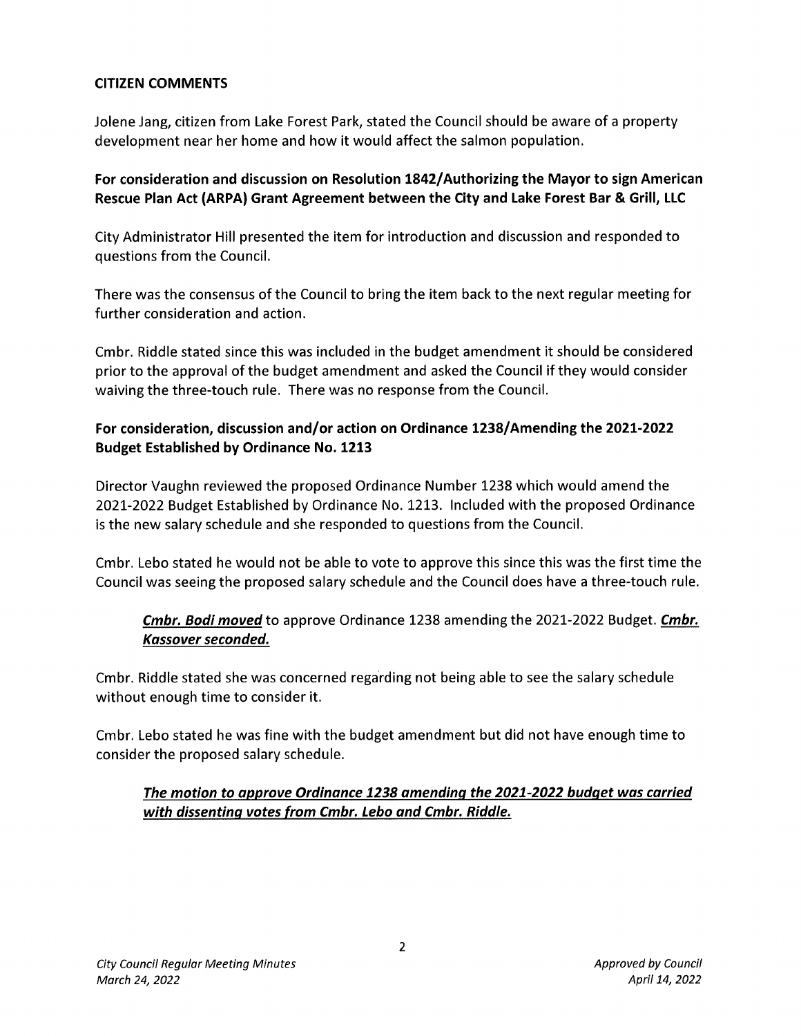**CITIZEN COMMENTS**

Jolene Jang, citizen from Lake Forest Park, stated the Council should be aware of a property development near her home and how it would affect the salmon population.

**For consideration and discussion on Resolution 1842/Authorizing the Mayor to sign American Rescue Plan Act (ARPA) Grant Agreement between the City and Lake Forest Bar & Grill, LLC**

City Administrator Hill presented the item for introduction and discussion and responded to questions from the Council.

There was the consensus of the Council to bring the item back to the next regular meeting for further consideration and action.

Cmbr. Riddle stated since this was included in the budget amendment it should be considered prior to the approval of the budget amendment and asked the Council if they would consider waiving the three-touch rule. There was no response from the Council.

**For consideration, discussion and/or action on Ordinance 1238/Amending the 2021-2022 Budget Established by Ordinance No. 1213**

Director Vaughn reviewed the proposed Ordinance Number 1238 which would amend the 2021-2022 Budget Established by Ordinance No. 1213. Included with the proposed Ordinance is the new salary schedule and she responded to questions from the Council.

Cmbr. Lebo stated he would not be able to vote to approve this since this was the first time the Council was seeing the proposed salary schedule and the Council does have a three-touch rule.

> ***Cmbr. Bodi moved*** to approve Ordinance 1238 amending the 2021-2022 Budget. ***Cmbr. Kassover seconded.***

Cmbr. Riddle stated she was concerned regarding not being able to see the salary schedule without enough time to consider it.

Cmbr. Lebo stated he was fine with the budget amendment but did not have enough time to consider the proposed salary schedule.

> ***The motion to approve Ordinance 1238 amending the 2021-2022 budget was carried with dissenting votes from Cmbr. Lebo and Cmbr. Riddle.***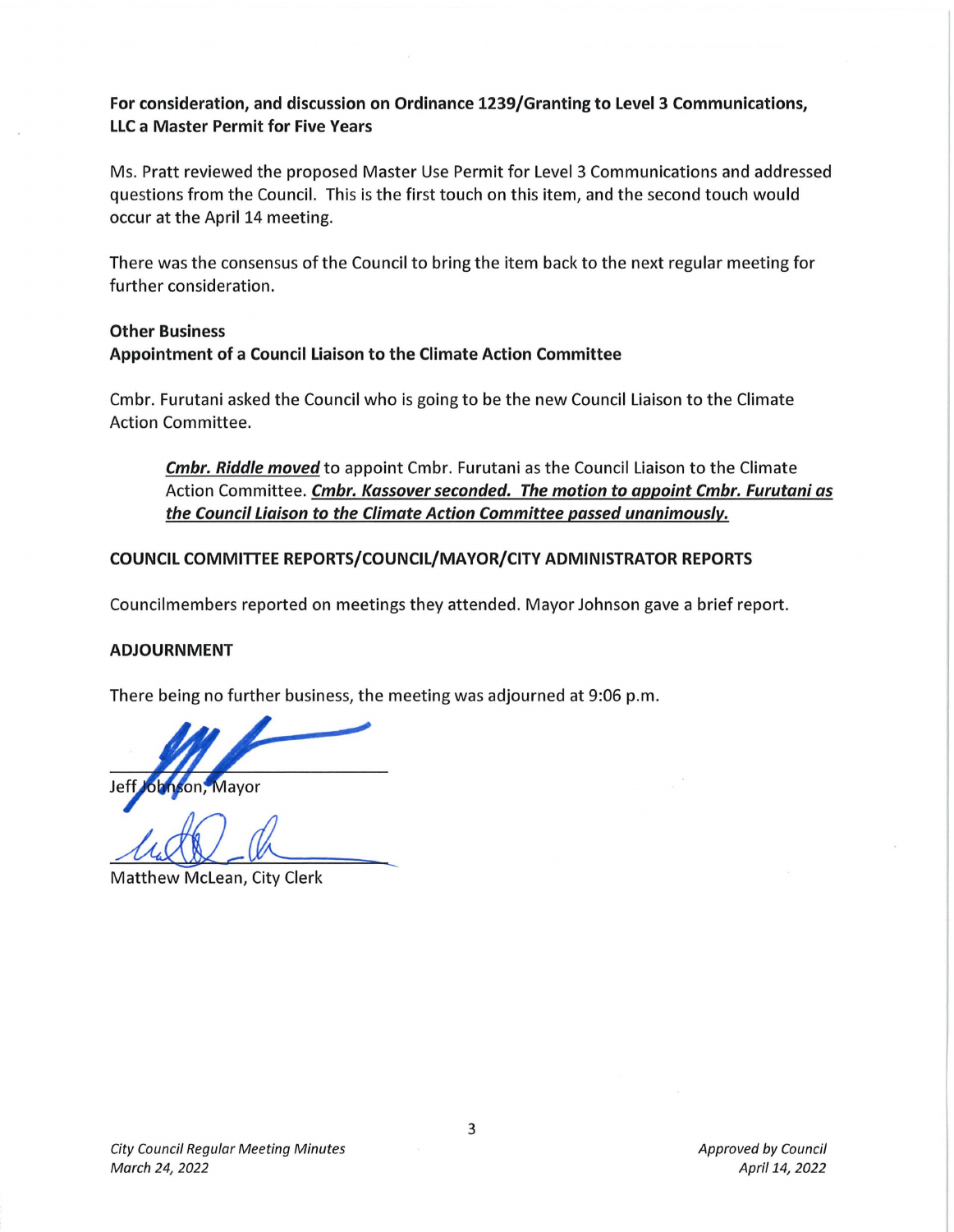**For consideration, and discussion on Ordinance 1239/Granting to Level 3 Communications, LLC a Master Permit for Five Years**

Ms. Pratt reviewed the proposed Master Use Permit for Level 3 Communications and addressed questions from the Council. This is the first touch on this item, and the second touch would occur at the April 14 meeting.

There was the consensus of the Council to bring the item back to the next regular meeting for further consideration.

**Other Business**

**Appointment of a Council Liaison to the Climate Action Committee**

Cmbr. Furutani asked the Council who is going to be the new Council Liaison to the Climate Action Committee.

> ***Cmbr. Riddle moved*** to appoint Cmbr. Furutani as the Council Liaison to the Climate Action Committee. ***Cmbr. Kassover seconded. The motion to appoint Cmbr. Furutani as the Council Liaison to the Climate Action Committee passed unanimously.***

**COUNCIL COMMITTEE REPORTS/COUNCIL/MAYOR/CITY ADMINISTRATOR REPORTS**

Councilmembers reported on meetings they attended. Mayor Johnson gave a brief report.

**ADJOURNMENT**

There being no further business, the meeting was adjourned at 9:06 p.m.

Jeff Johnson, Mayor

Matthew McLean, City Clerk

*City Council Regular Meeting Minutes*
*March 24, 2022*

*Approved by Council*
*April 14, 2022*